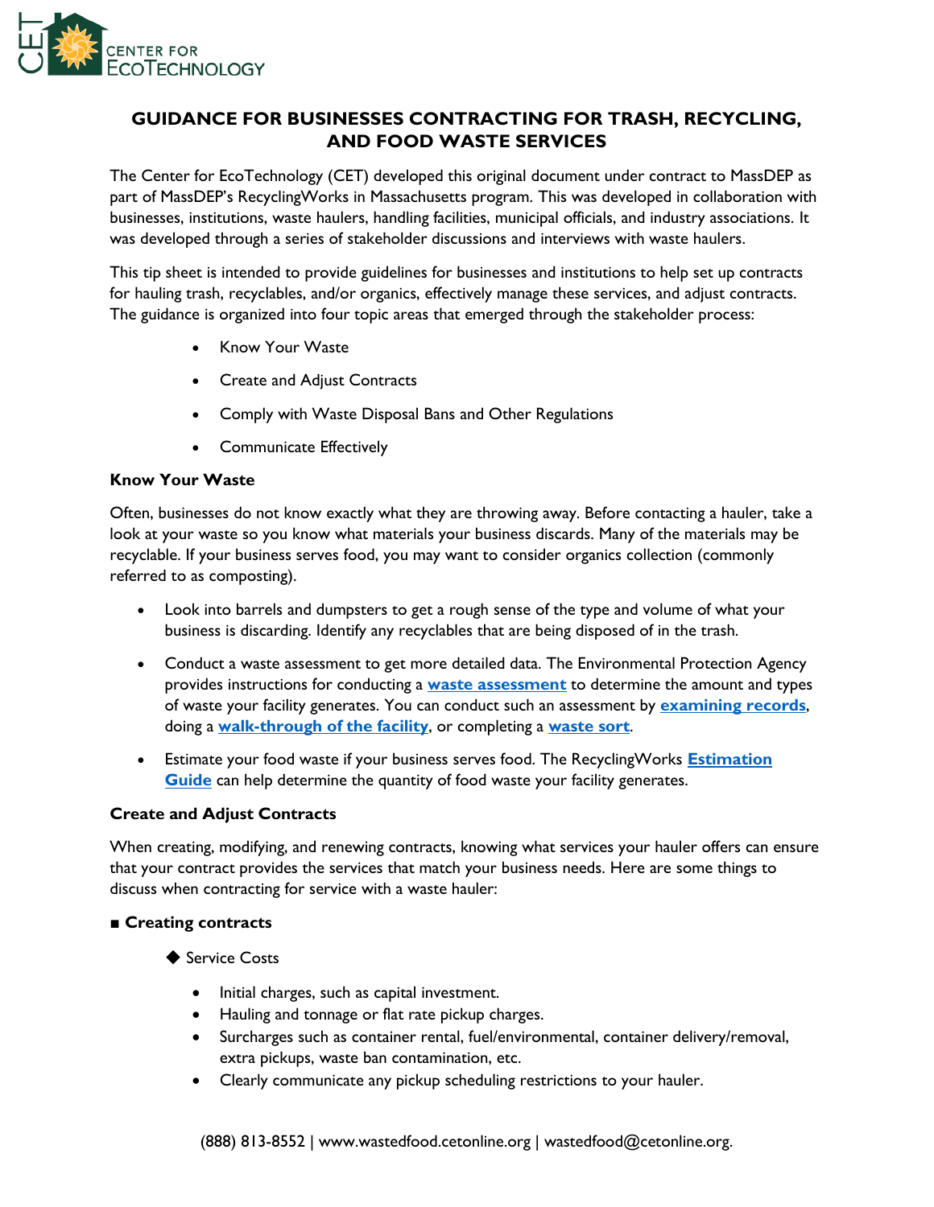# GUIDANCE FOR BUSINESSES CONTRACTING FOR TRASH, RECYCLING, AND FOOD WASTE SERVICES

The Center for EcoTechnology (CET) developed this original document under contract to MassDEP as part of MassDEP's RecyclingWorks in Massachusetts program. This was developed in collaboration with businesses, institutions, waste haulers, handling facilities, municipal officials, and industry associations. It was developed through a series of stakeholder discussions and interviews with waste haulers.

This tip sheet is intended to provide guidelines for businesses and institutions to help set up contracts for hauling trash, recyclables, and/or organics, effectively manage these services, and adjust contracts. The guidance is organized into four topic areas that emerged through the stakeholder process:

- Know Your Waste
- Create and Adjust Contracts
- Comply with Waste Disposal Bans and Other Regulations
- Communicate Effectively

## Know Your Waste

Often, businesses do not know exactly what they are throwing away. Before contacting a hauler, take a look at your waste so you know what materials your business discards. Many of the materials may be recyclable. If your business serves food, you may want to consider organics collection (commonly referred to as composting).

- Look into barrels and dumpsters to get a rough sense of the type and volume of what your business is discarding. Identify any recyclables that are being disposed of in the trash.
- Conduct a waste assessment to get more detailed data. The Environmental Protection Agency provides instructions for conducting a **waste assessment** to determine the amount and types of waste your facility generates. You can conduct such an assessment by **examining records**, doing a **walk-through of the facility**, or completing a **waste sort**.
- Estimate your food waste if your business serves food. The RecyclingWorks **Estimation Guide** can help determine the quantity of food waste your facility generates.

## Create and Adjust Contracts

When creating, modifying, and renewing contracts, knowing what services your hauler offers can ensure that your contract provides the services that match your business needs. Here are some things to discuss when contracting for service with a waste hauler:

### ■ Creating contracts

◆ Service Costs

- Initial charges, such as capital investment.
- Hauling and tonnage or flat rate pickup charges.
- Surcharges such as container rental, fuel/environmental, container delivery/removal, extra pickups, waste ban contamination, etc.
- Clearly communicate any pickup scheduling restrictions to your hauler.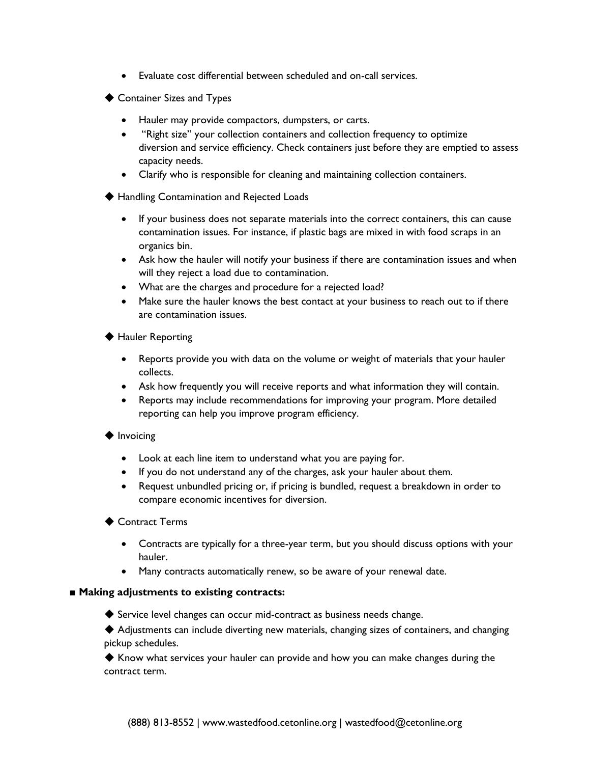- Evaluate cost differential between scheduled and on-call services.

◆ Container Sizes and Types

- Hauler may provide compactors, dumpsters, or carts.
- "Right size" your collection containers and collection frequency to optimize diversion and service efficiency. Check containers just before they are emptied to assess capacity needs.
- Clarify who is responsible for cleaning and maintaining collection containers.

◆ Handling Contamination and Rejected Loads

- If your business does not separate materials into the correct containers, this can cause contamination issues. For instance, if plastic bags are mixed in with food scraps in an organics bin.
- Ask how the hauler will notify your business if there are contamination issues and when will they reject a load due to contamination.
- What are the charges and procedure for a rejected load?
- Make sure the hauler knows the best contact at your business to reach out to if there are contamination issues.

◆ Hauler Reporting

- Reports provide you with data on the volume or weight of materials that your hauler collects.
- Ask how frequently you will receive reports and what information they will contain.
- Reports may include recommendations for improving your program. More detailed reporting can help you improve program efficiency.

◆ Invoicing

- Look at each line item to understand what you are paying for.
- If you do not understand any of the charges, ask your hauler about them.
- Request unbundled pricing or, if pricing is bundled, request a breakdown in order to compare economic incentives for diversion.

◆ Contract Terms

- Contracts are typically for a three-year term, but you should discuss options with your hauler.
- Many contracts automatically renew, so be aware of your renewal date.

■ **Making adjustments to existing contracts:**

◆ Service level changes can occur mid-contract as business needs change.

◆ Adjustments can include diverting new materials, changing sizes of containers, and changing pickup schedules.

◆ Know what services your hauler can provide and how you can make changes during the contract term.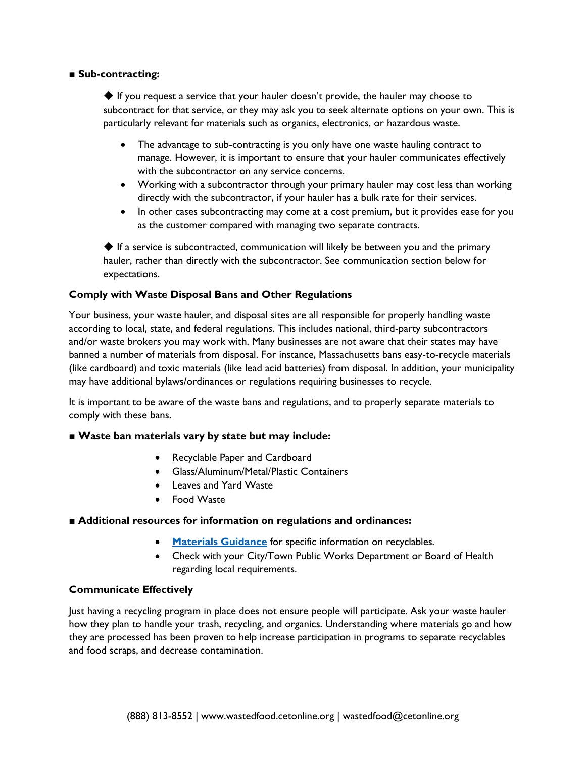■ **Sub-contracting:**

◆ If you request a service that your hauler doesn't provide, the hauler may choose to subcontract for that service, or they may ask you to seek alternate options on your own. This is particularly relevant for materials such as organics, electronics, or hazardous waste.

- The advantage to sub-contracting is you only have one waste hauling contract to manage. However, it is important to ensure that your hauler communicates effectively with the subcontractor on any service concerns.
- Working with a subcontractor through your primary hauler may cost less than working directly with the subcontractor, if your hauler has a bulk rate for their services.
- In other cases subcontracting may come at a cost premium, but it provides ease for you as the customer compared with managing two separate contracts.

◆ If a service is subcontracted, communication will likely be between you and the primary hauler, rather than directly with the subcontractor. See communication section below for expectations.

### Comply with Waste Disposal Bans and Other Regulations

Your business, your waste hauler, and disposal sites are all responsible for properly handling waste according to local, state, and federal regulations. This includes national, third-party subcontractors and/or waste brokers you may work with. Many businesses are not aware that their states may have banned a number of materials from disposal. For instance, Massachusetts bans easy-to-recycle materials (like cardboard) and toxic materials (like lead acid batteries) from disposal. In addition, your municipality may have additional bylaws/ordinances or regulations requiring businesses to recycle.

It is important to be aware of the waste bans and regulations, and to properly separate materials to comply with these bans.

■ **Waste ban materials vary by state but may include:**

- Recyclable Paper and Cardboard
- Glass/Aluminum/Metal/Plastic Containers
- Leaves and Yard Waste
- Food Waste

■ **Additional resources for information on regulations and ordinances:**

- **Materials Guidance** for specific information on recyclables.
- Check with your City/Town Public Works Department or Board of Health regarding local requirements.

### Communicate Effectively

Just having a recycling program in place does not ensure people will participate. Ask your waste hauler how they plan to handle your trash, recycling, and organics. Understanding where materials go and how they are processed has been proven to help increase participation in programs to separate recyclables and food scraps, and decrease contamination.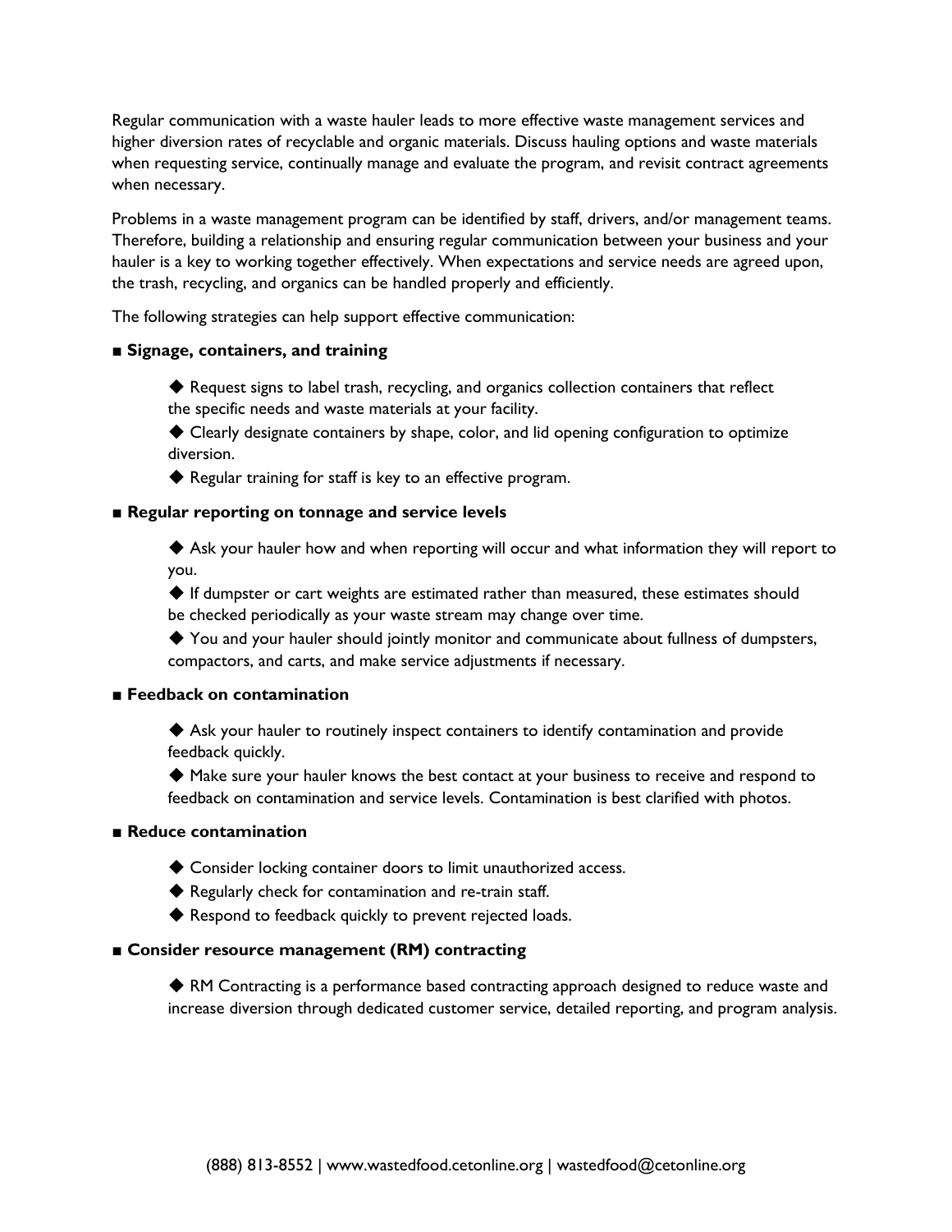Regular communication with a waste hauler leads to more effective waste management services and higher diversion rates of recyclable and organic materials. Discuss hauling options and waste materials when requesting service, continually manage and evaluate the program, and revisit contract agreements when necessary.

Problems in a waste management program can be identified by staff, drivers, and/or management teams. Therefore, building a relationship and ensuring regular communication between your business and your hauler is a key to working together effectively. When expectations and service needs are agreed upon, the trash, recycling, and organics can be handled properly and efficiently.

The following strategies can help support effective communication:

- **Signage, containers, and training**
  - Request signs to label trash, recycling, and organics collection containers that reflect the specific needs and waste materials at your facility.
  - Clearly designate containers by shape, color, and lid opening configuration to optimize diversion.
  - Regular training for staff is key to an effective program.

- **Regular reporting on tonnage and service levels**
  - Ask your hauler how and when reporting will occur and what information they will report to you.
  - If dumpster or cart weights are estimated rather than measured, these estimates should be checked periodically as your waste stream may change over time.
  - You and your hauler should jointly monitor and communicate about fullness of dumpsters, compactors, and carts, and make service adjustments if necessary.

- **Feedback on contamination**
  - Ask your hauler to routinely inspect containers to identify contamination and provide feedback quickly.
  - Make sure your hauler knows the best contact at your business to receive and respond to feedback on contamination and service levels. Contamination is best clarified with photos.

- **Reduce contamination**
  - Consider locking container doors to limit unauthorized access.
  - Regularly check for contamination and re-train staff.
  - Respond to feedback quickly to prevent rejected loads.

- **Consider resource management (RM) contracting**
  - RM Contracting is a performance based contracting approach designed to reduce waste and increase diversion through dedicated customer service, detailed reporting, and program analysis.

(888) 813-8552 | www.wastedfood.cetonline.org | wastedfood@cetonline.org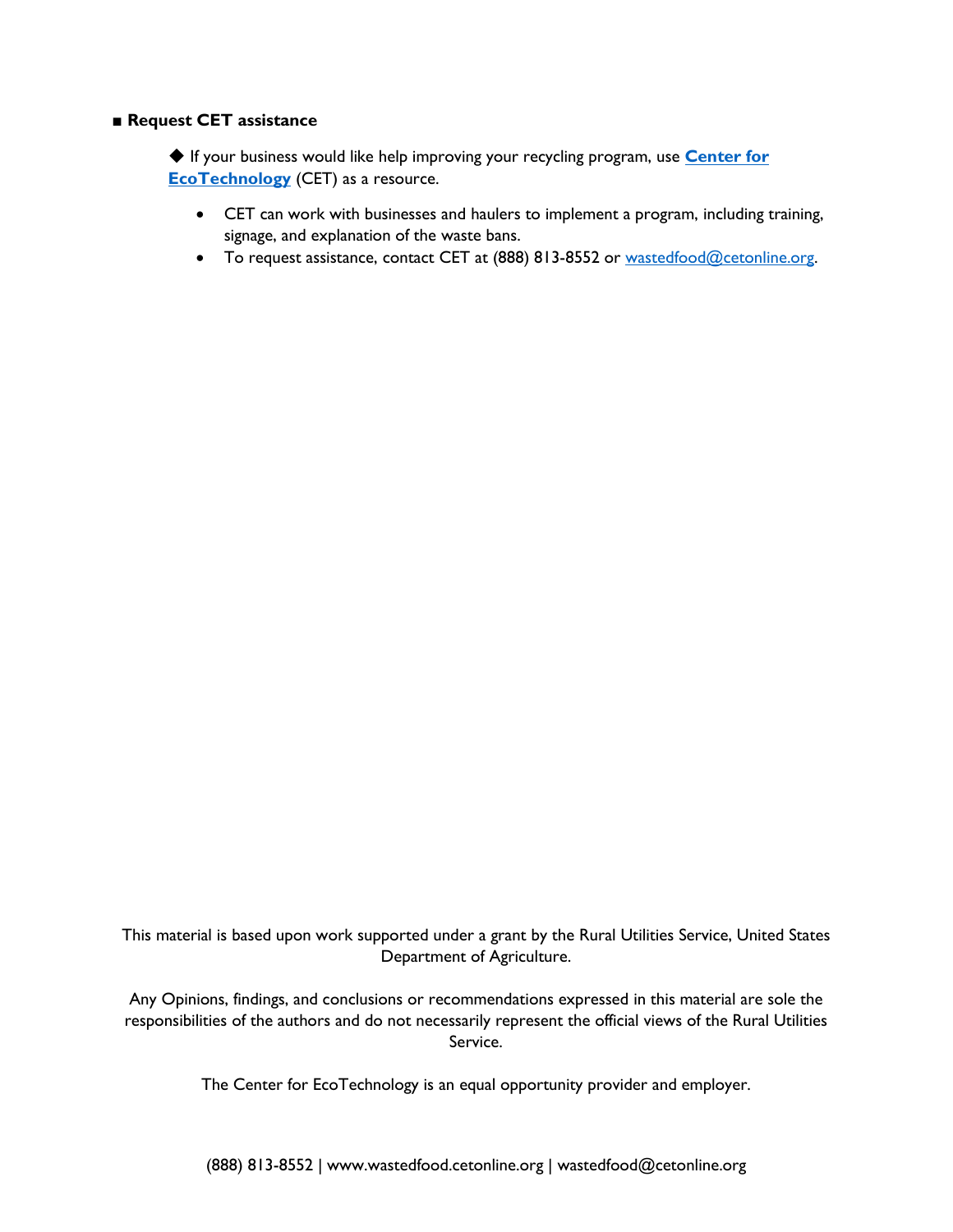■ **Request CET assistance**

◆ If your business would like help improving your recycling program, use **[Center for EcoTechnology](#)** (CET) as a resource.

- CET can work with businesses and haulers to implement a program, including training, signage, and explanation of the waste bans.
- To request assistance, contact CET at (888) 813-8552 or wastedfood@cetonline.org.

This material is based upon work supported under a grant by the Rural Utilities Service, United States Department of Agriculture.

Any Opinions, findings, and conclusions or recommendations expressed in this material are sole the responsibilities of the authors and do not necessarily represent the official views of the Rural Utilities Service.

The Center for EcoTechnology is an equal opportunity provider and employer.

(888) 813-8552 | www.wastedfood.cetonline.org | wastedfood@cetonline.org